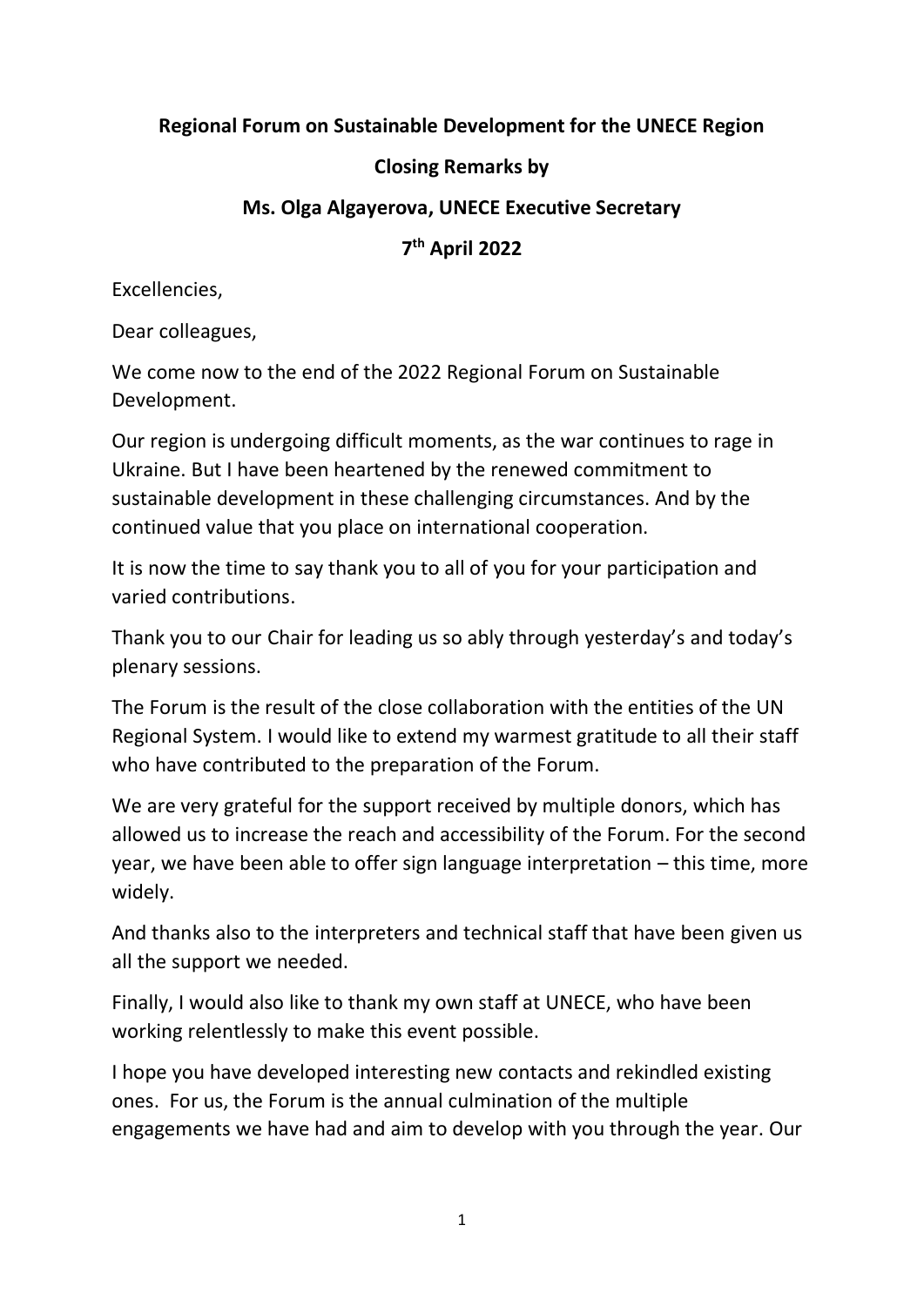**Regional Forum on Sustainable Development for the UNECE Region**

**Closing Remarks by**

**Ms. Olga Algayerova, UNECE Executive Secretary**

**7th April 2022**

Excellencies,

Dear colleagues,

We come now to the end of the 2022 Regional Forum on Sustainable Development.

Our region is undergoing difficult moments, as the war continues to rage in Ukraine. But I have been heartened by the renewed commitment to sustainable development in these challenging circumstances. And by the continued value that you place on international cooperation.

It is now the time to say thank you to all of you for your participation and varied contributions.

Thank you to our Chair for leading us so ably through yesterday's and today's plenary sessions.

The Forum is the result of the close collaboration with the entities of the UN Regional System. I would like to extend my warmest gratitude to all their staff who have contributed to the preparation of the Forum.

We are very grateful for the support received by multiple donors, which has allowed us to increase the reach and accessibility of the Forum. For the second year, we have been able to offer sign language interpretation – this time, more widely.

And thanks also to the interpreters and technical staff that have been given us all the support we needed.

Finally, I would also like to thank my own staff at UNECE, who have been working relentlessly to make this event possible.

I hope you have developed interesting new contacts and rekindled existing ones. For us, the Forum is the annual culmination of the multiple engagements we have had and aim to develop with you through the year. Our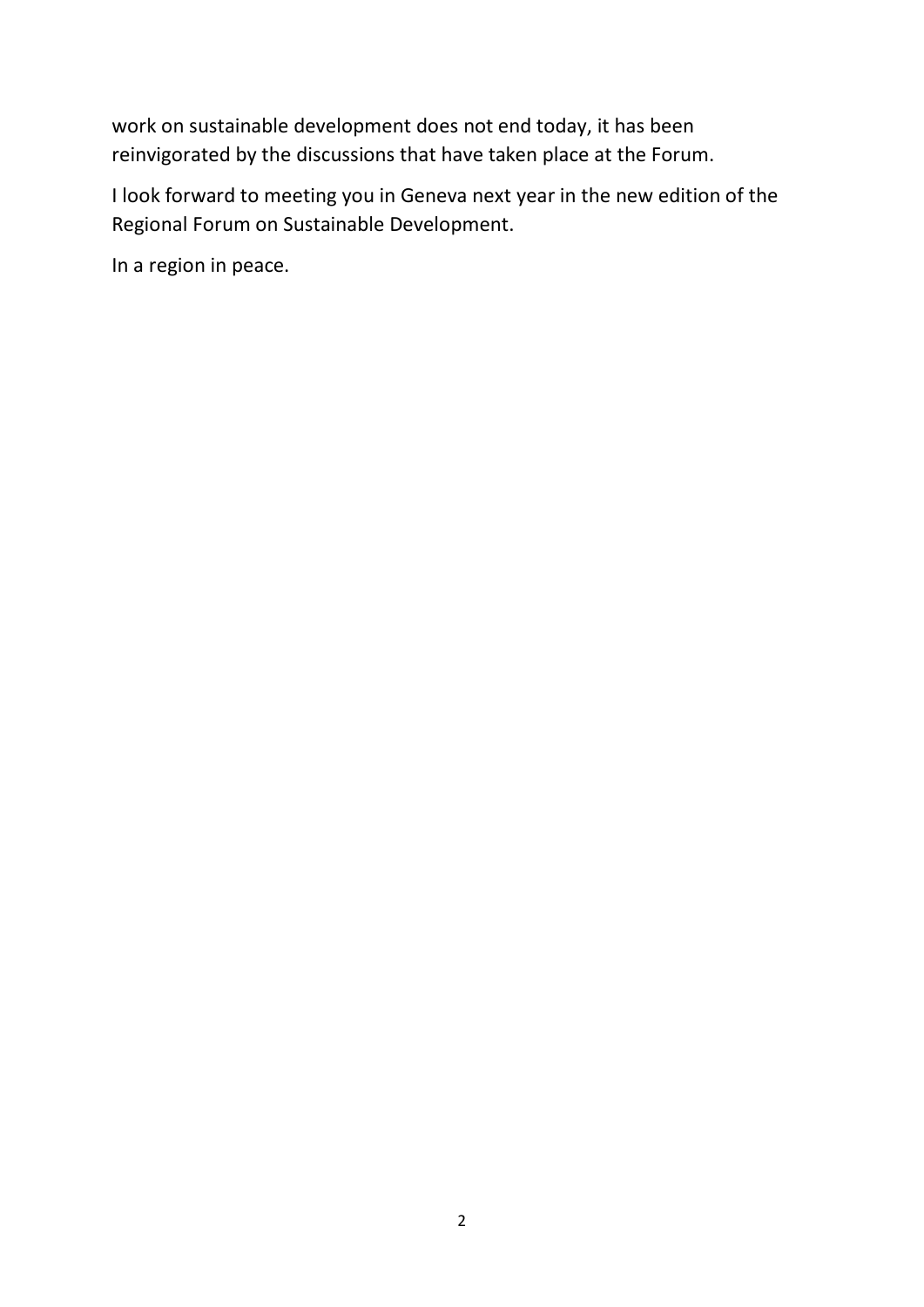work on sustainable development does not end today, it has been reinvigorated by the discussions that have taken place at the Forum.

I look forward to meeting you in Geneva next year in the new edition of the Regional Forum on Sustainable Development.

In a region in peace.